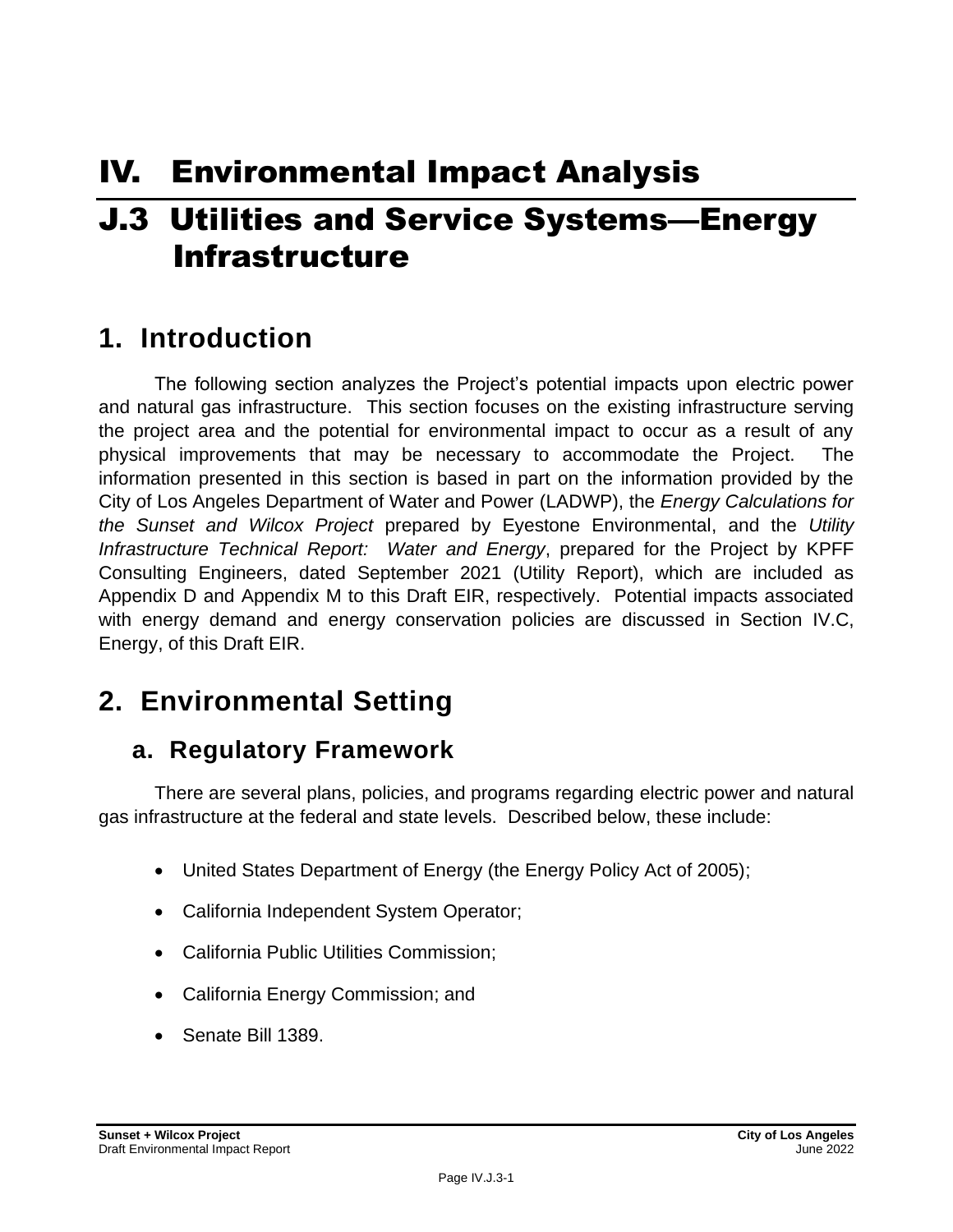# IV. Environmental Impact Analysis

# J.3 Utilities and Service Systems—Energy Infrastructure

## 1. Introduction

The following section analyzes the Project's potential impacts upon electric power and natural gas infrastructure. This section focuses on the existing infrastructure serving the project area and the potential for environmental impact to occur as a result of any physical improvements that may be necessary to accommodate the Project. The information presented in this section is based in part on the information provided by the City of Los Angeles Department of Water and Power (LADWP), the *Energy Calculations for the Sunset and Wilcox Project* prepared by Eyestone Environmental, and the *Utility Infrastructure Technical Report: Water and Energy*, prepared for the Project by KPFF Consulting Engineers, dated September 2021 (Utility Report), which are included as Appendix D and Appendix M to this Draft EIR, respectively. Potential impacts associated with energy demand and energy conservation policies are discussed in Section IV.C, Energy, of this Draft EIR.

## 2. Environmental Setting

### a. Regulatory Framework

There are several plans, policies, and programs regarding electric power and natural gas infrastructure at the federal and state levels. Described below, these include:

- United States Department of Energy (the Energy Policy Act of 2005);
- California Independent System Operator;
- California Public Utilities Commission;
- California Energy Commission; and
- Senate Bill 1389.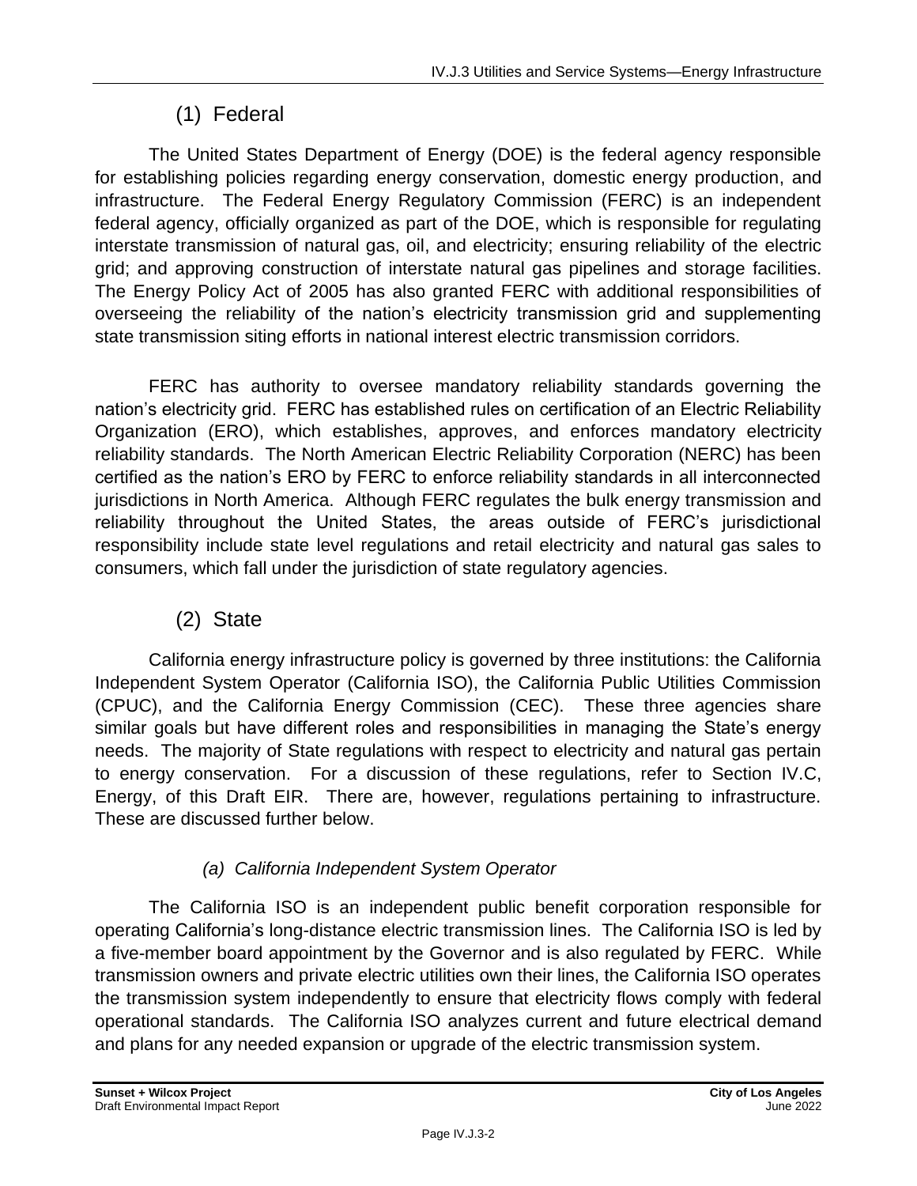### (1) Federal

The United States Department of Energy (DOE) is the federal agency responsible for establishing policies regarding energy conservation, domestic energy production, and infrastructure. The Federal Energy Regulatory Commission (FERC) is an independent federal agency, officially organized as part of the DOE, which is responsible for regulating interstate transmission of natural gas, oil, and electricity; ensuring reliability of the electric grid; and approving construction of interstate natural gas pipelines and storage facilities. The Energy Policy Act of 2005 has also granted FERC with additional responsibilities of overseeing the reliability of the nation's electricity transmission grid and supplementing state transmission siting efforts in national interest electric transmission corridors.

FERC has authority to oversee mandatory reliability standards governing the nation's electricity grid. FERC has established rules on certification of an Electric Reliability Organization (ERO), which establishes, approves, and enforces mandatory electricity reliability standards. The North American Electric Reliability Corporation (NERC) has been certified as the nation's ERO by FERC to enforce reliability standards in all interconnected jurisdictions in North America. Although FERC regulates the bulk energy transmission and reliability throughout the United States, the areas outside of FERC's jurisdictional responsibility include state level regulations and retail electricity and natural gas sales to consumers, which fall under the jurisdiction of state regulatory agencies.

### (2) State

California energy infrastructure policy is governed by three institutions: the California Independent System Operator (California ISO), the California Public Utilities Commission (CPUC), and the California Energy Commission (CEC). These three agencies share similar goals but have different roles and responsibilities in managing the State's energy needs. The majority of State regulations with respect to electricity and natural gas pertain to energy conservation. For a discussion of these regulations, refer to Section IV.C, Energy, of this Draft EIR. There are, however, regulations pertaining to infrastructure. These are discussed further below.

#### *(a) California Independent System Operator*

The California ISO is an independent public benefit corporation responsible for operating California's long-distance electric transmission lines. The California ISO is led by a five-member board appointment by the Governor and is also regulated by FERC. While transmission owners and private electric utilities own their lines, the California ISO operates the transmission system independently to ensure that electricity flows comply with federal operational standards. The California ISO analyzes current and future electrical demand and plans for any needed expansion or upgrade of the electric transmission system.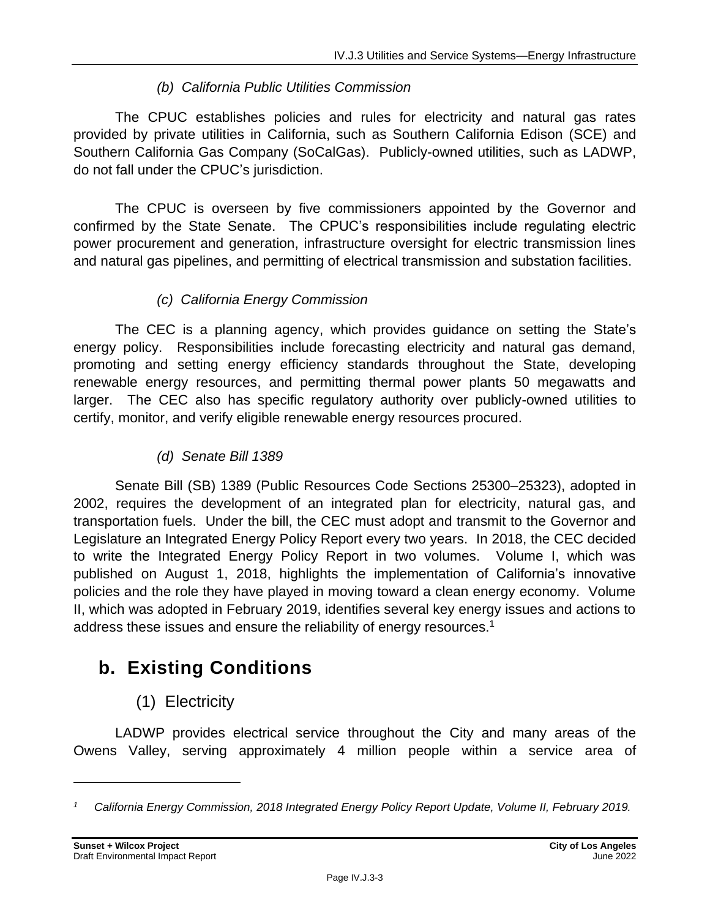*(b) California Public Utilities Commission*

The CPUC establishes policies and rules for electricity and natural gas rates provided by private utilities in California, such as Southern California Edison (SCE) and Southern California Gas Company (SoCalGas). Publicly-owned utilities, such as LADWP, do not fall under the CPUC's jurisdiction.

The CPUC is overseen by five commissioners appointed by the Governor and confirmed by the State Senate. The CPUC's responsibilities include regulating electric power procurement and generation, infrastructure oversight for electric transmission lines and natural gas pipelines, and permitting of electrical transmission and substation facilities.

*(c) California Energy Commission*

The CEC is a planning agency, which provides guidance on setting the State's energy policy. Responsibilities include forecasting electricity and natural gas demand, promoting and setting energy efficiency standards throughout the State, developing renewable energy resources, and permitting thermal power plants 50 megawatts and larger. The CEC also has specific regulatory authority over publicly-owned utilities to certify, monitor, and verify eligible renewable energy resources procured.

*(d) Senate Bill 1389*

Senate Bill (SB) 1389 (Public Resources Code Sections 25300–25323), adopted in 2002, requires the development of an integrated plan for electricity, natural gas, and transportation fuels. Under the bill, the CEC must adopt and transmit to the Governor and Legislature an Integrated Energy Policy Report every two years. In 2018, the CEC decided to write the Integrated Energy Policy Report in two volumes. Volume I, which was published on August 1, 2018, highlights the implementation of California's innovative policies and the role they have played in moving toward a clean energy economy. Volume II, which was adopted in February 2019, identifies several key energy issues and actions to address these issues and ensure the reliability of energy resources.[1]

## b. Existing Conditions

### (1) Electricity

LADWP provides electrical service throughout the City and many areas of the Owens Valley, serving approximately 4 million people within a service area of

---

[1] *California Energy Commission, 2018 Integrated Energy Policy Report Update, Volume II, February 2019.*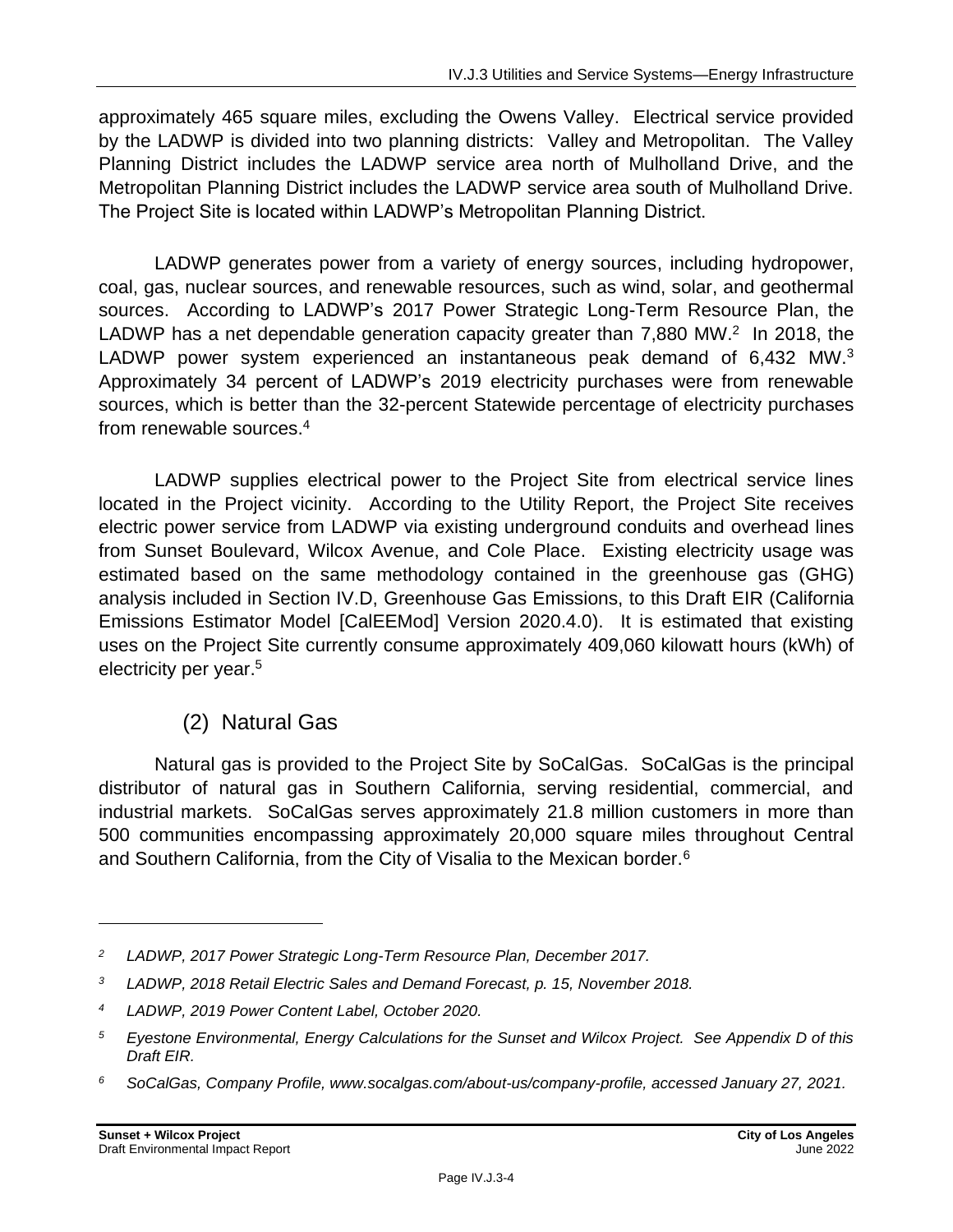approximately 465 square miles, excluding the Owens Valley. Electrical service provided by the LADWP is divided into two planning districts: Valley and Metropolitan. The Valley Planning District includes the LADWP service area north of Mulholland Drive, and the Metropolitan Planning District includes the LADWP service area south of Mulholland Drive. The Project Site is located within LADWP's Metropolitan Planning District.

LADWP generates power from a variety of energy sources, including hydropower, coal, gas, nuclear sources, and renewable resources, such as wind, solar, and geothermal sources. According to LADWP's 2017 Power Strategic Long-Term Resource Plan, the LADWP has a net dependable generation capacity greater than 7,880 MW.[2] In 2018, the LADWP power system experienced an instantaneous peak demand of 6,432 MW.[3] Approximately 34 percent of LADWP's 2019 electricity purchases were from renewable sources, which is better than the 32-percent Statewide percentage of electricity purchases from renewable sources.[4]

LADWP supplies electrical power to the Project Site from electrical service lines located in the Project vicinity. According to the Utility Report, the Project Site receives electric power service from LADWP via existing underground conduits and overhead lines from Sunset Boulevard, Wilcox Avenue, and Cole Place. Existing electricity usage was estimated based on the same methodology contained in the greenhouse gas (GHG) analysis included in Section IV.D, Greenhouse Gas Emissions, to this Draft EIR (California Emissions Estimator Model [CalEEMod] Version 2020.4.0). It is estimated that existing uses on the Project Site currently consume approximately 409,060 kilowatt hours (kWh) of electricity per year.[5]

### (2) Natural Gas

Natural gas is provided to the Project Site by SoCalGas. SoCalGas is the principal distributor of natural gas in Southern California, serving residential, commercial, and industrial markets. SoCalGas serves approximately 21.8 million customers in more than 500 communities encompassing approximately 20,000 square miles throughout Central and Southern California, from the City of Visalia to the Mexican border.[6]

---

[2] *LADWP, 2017 Power Strategic Long-Term Resource Plan, December 2017.*

[3] *LADWP, 2018 Retail Electric Sales and Demand Forecast, p. 15, November 2018.*

[4] *LADWP, 2019 Power Content Label, October 2020.*

[5] *Eyestone Environmental, Energy Calculations for the Sunset and Wilcox Project. See Appendix D of this Draft EIR.*

[6] *SoCalGas, Company Profile, www.socalgas.com/about-us/company-profile, accessed January 27, 2021.*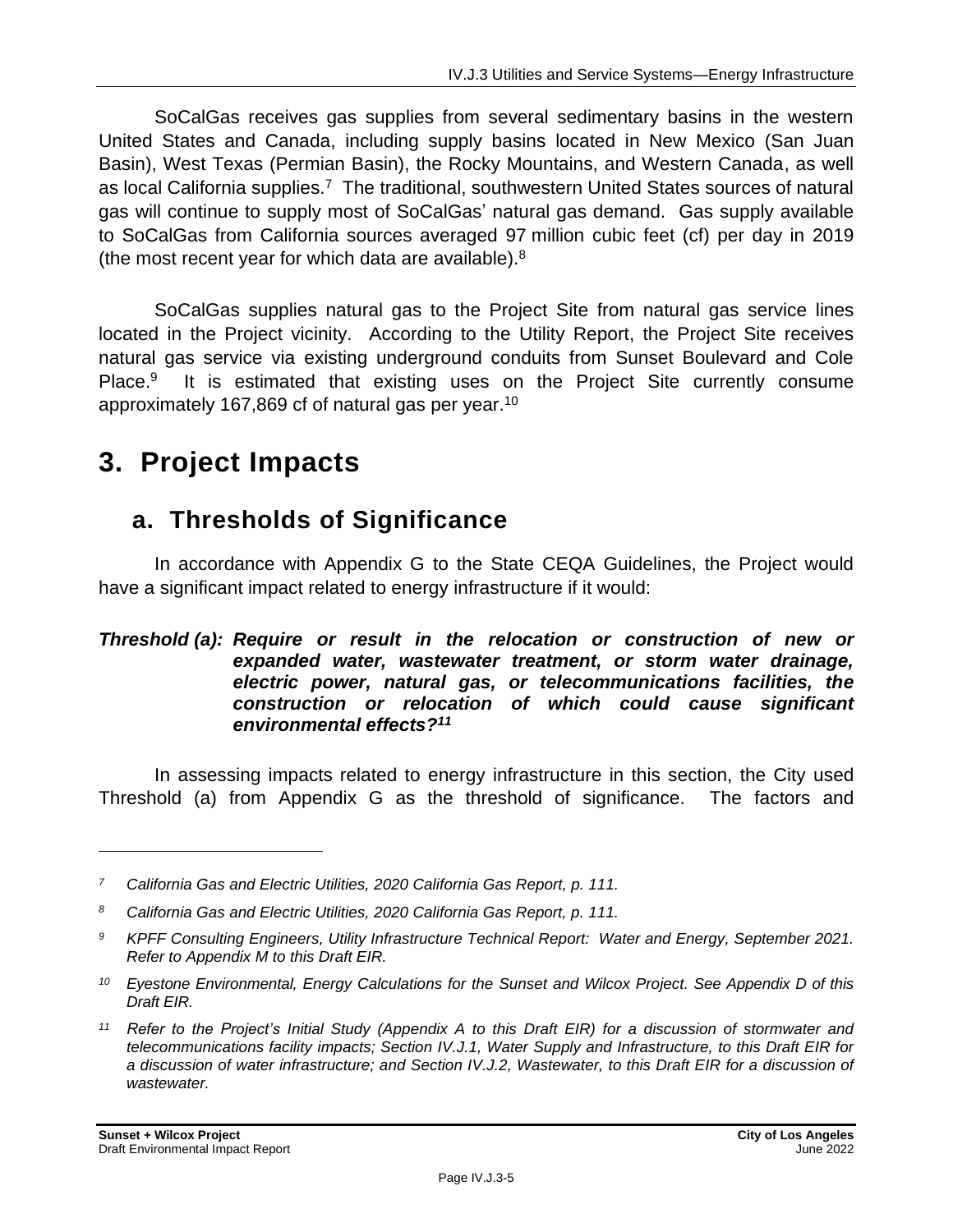SoCalGas receives gas supplies from several sedimentary basins in the western United States and Canada, including supply basins located in New Mexico (San Juan Basin), West Texas (Permian Basin), the Rocky Mountains, and Western Canada, as well as local California supplies.[7] The traditional, southwestern United States sources of natural gas will continue to supply most of SoCalGas' natural gas demand. Gas supply available to SoCalGas from California sources averaged 97 million cubic feet (cf) per day in 2019 (the most recent year for which data are available).[8]

SoCalGas supplies natural gas to the Project Site from natural gas service lines located in the Project vicinity. According to the Utility Report, the Project Site receives natural gas service via existing underground conduits from Sunset Boulevard and Cole Place.[9] It is estimated that existing uses on the Project Site currently consume approximately 167,869 cf of natural gas per year.[10]

# 3. Project Impacts

## a. Thresholds of Significance

In accordance with Appendix G to the State CEQA Guidelines, the Project would have a significant impact related to energy infrastructure if it would:

***Threshold (a): Require or result in the relocation or construction of new or expanded water, wastewater treatment, or storm water drainage, electric power, natural gas, or telecommunications facilities, the construction or relocation of which could cause significant environmental effects?[11]***

In assessing impacts related to energy infrastructure in this section, the City used Threshold (a) from Appendix G as the threshold of significance. The factors and

---

*[7] California Gas and Electric Utilities, 2020 California Gas Report, p. 111.*

*[8] California Gas and Electric Utilities, 2020 California Gas Report, p. 111.*

*[9] KPFF Consulting Engineers, Utility Infrastructure Technical Report: Water and Energy, September 2021. Refer to Appendix M to this Draft EIR.*

*[10] Eyestone Environmental, Energy Calculations for the Sunset and Wilcox Project. See Appendix D of this Draft EIR.*

*[11] Refer to the Project's Initial Study (Appendix A to this Draft EIR) for a discussion of stormwater and telecommunications facility impacts; Section IV.J.1, Water Supply and Infrastructure, to this Draft EIR for a discussion of water infrastructure; and Section IV.J.2, Wastewater, to this Draft EIR for a discussion of wastewater.*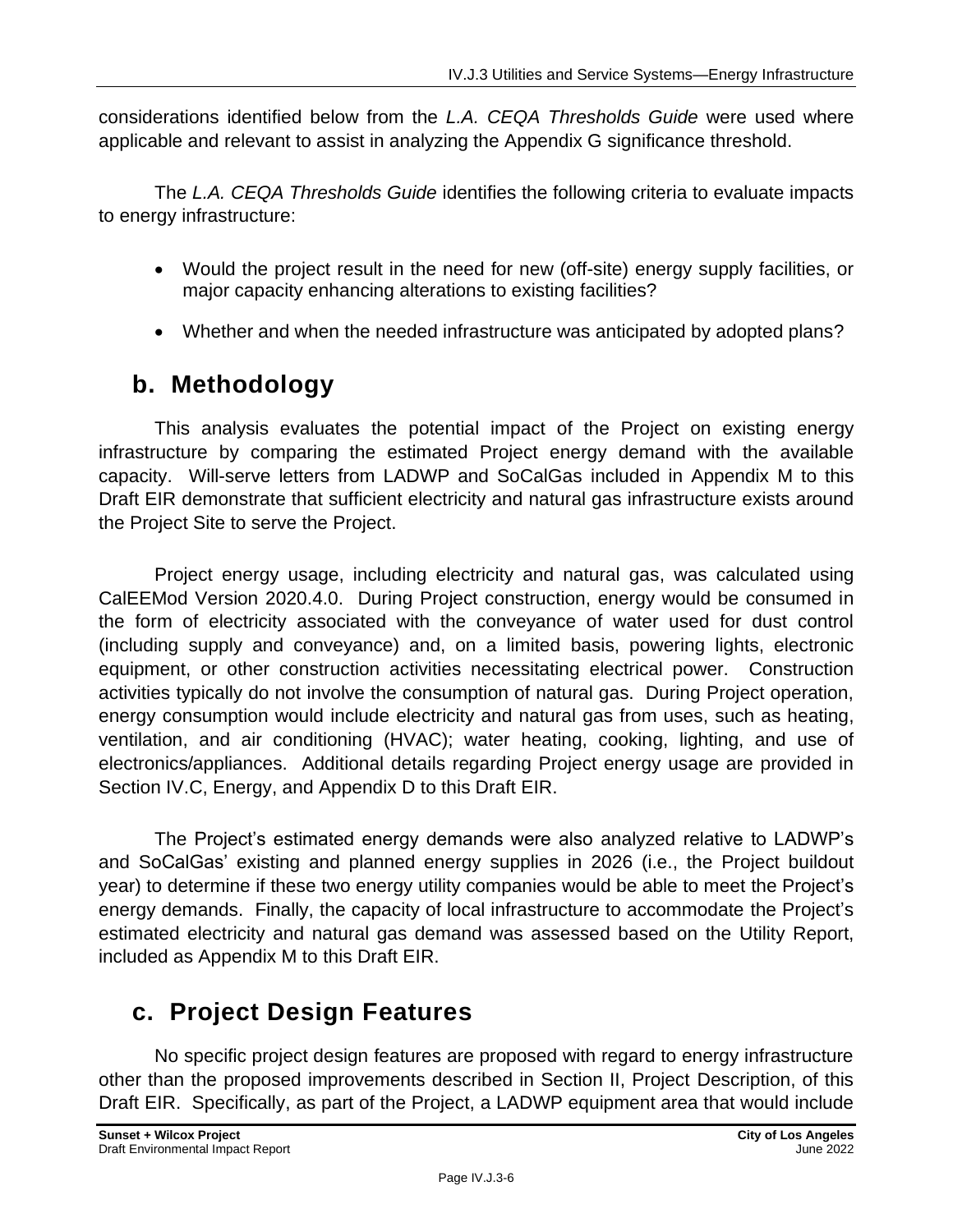considerations identified below from the *L.A. CEQA Thresholds Guide* were used where applicable and relevant to assist in analyzing the Appendix G significance threshold.

The *L.A. CEQA Thresholds Guide* identifies the following criteria to evaluate impacts to energy infrastructure:

- Would the project result in the need for new (off-site) energy supply facilities, or major capacity enhancing alterations to existing facilities?
- Whether and when the needed infrastructure was anticipated by adopted plans?

## b. Methodology

This analysis evaluates the potential impact of the Project on existing energy infrastructure by comparing the estimated Project energy demand with the available capacity. Will-serve letters from LADWP and SoCalGas included in Appendix M to this Draft EIR demonstrate that sufficient electricity and natural gas infrastructure exists around the Project Site to serve the Project.

Project energy usage, including electricity and natural gas, was calculated using CalEEMod Version 2020.4.0. During Project construction, energy would be consumed in the form of electricity associated with the conveyance of water used for dust control (including supply and conveyance) and, on a limited basis, powering lights, electronic equipment, or other construction activities necessitating electrical power. Construction activities typically do not involve the consumption of natural gas. During Project operation, energy consumption would include electricity and natural gas from uses, such as heating, ventilation, and air conditioning (HVAC); water heating, cooking, lighting, and use of electronics/appliances. Additional details regarding Project energy usage are provided in Section IV.C, Energy, and Appendix D to this Draft EIR.

The Project's estimated energy demands were also analyzed relative to LADWP's and SoCalGas' existing and planned energy supplies in 2026 (i.e., the Project buildout year) to determine if these two energy utility companies would be able to meet the Project's energy demands. Finally, the capacity of local infrastructure to accommodate the Project's estimated electricity and natural gas demand was assessed based on the Utility Report, included as Appendix M to this Draft EIR.

## c. Project Design Features

No specific project design features are proposed with regard to energy infrastructure other than the proposed improvements described in Section II, Project Description, of this Draft EIR. Specifically, as part of the Project, a LADWP equipment area that would include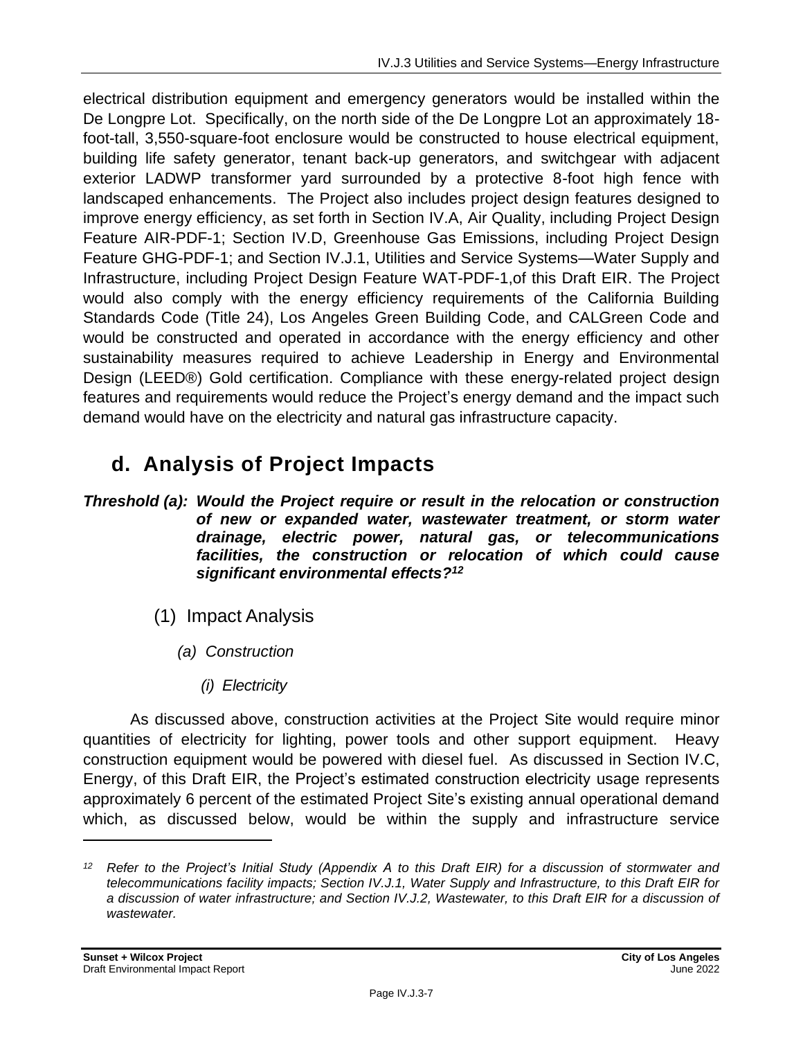electrical distribution equipment and emergency generators would be installed within the De Longpre Lot. Specifically, on the north side of the De Longpre Lot an approximately 18-foot-tall, 3,550-square-foot enclosure would be constructed to house electrical equipment, building life safety generator, tenant back-up generators, and switchgear with adjacent exterior LADWP transformer yard surrounded by a protective 8-foot high fence with landscaped enhancements. The Project also includes project design features designed to improve energy efficiency, as set forth in Section IV.A, Air Quality, including Project Design Feature AIR-PDF-1; Section IV.D, Greenhouse Gas Emissions, including Project Design Feature GHG-PDF-1; and Section IV.J.1, Utilities and Service Systems—Water Supply and Infrastructure, including Project Design Feature WAT-PDF-1,of this Draft EIR. The Project would also comply with the energy efficiency requirements of the California Building Standards Code (Title 24), Los Angeles Green Building Code, and CALGreen Code and would be constructed and operated in accordance with the energy efficiency and other sustainability measures required to achieve Leadership in Energy and Environmental Design (LEED®) Gold certification. Compliance with these energy-related project design features and requirements would reduce the Project's energy demand and the impact such demand would have on the electricity and natural gas infrastructure capacity.

## d. Analysis of Project Impacts

***Threshold (a): Would the Project require or result in the relocation or construction of new or expanded water, wastewater treatment, or storm water drainage, electric power, natural gas, or telecommunications facilities, the construction or relocation of which could cause significant environmental effects?[12]***

### (1) Impact Analysis

#### *(a) Construction*

##### *(i) Electricity*

As discussed above, construction activities at the Project Site would require minor quantities of electricity for lighting, power tools and other support equipment. Heavy construction equipment would be powered with diesel fuel. As discussed in Section IV.C, Energy, of this Draft EIR, the Project's estimated construction electricity usage represents approximately 6 percent of the estimated Project Site's existing annual operational demand which, as discussed below, would be within the supply and infrastructure service

---

*[12] Refer to the Project's Initial Study (Appendix A to this Draft EIR) for a discussion of stormwater and telecommunications facility impacts; Section IV.J.1, Water Supply and Infrastructure, to this Draft EIR for a discussion of water infrastructure; and Section IV.J.2, Wastewater, to this Draft EIR for a discussion of wastewater.*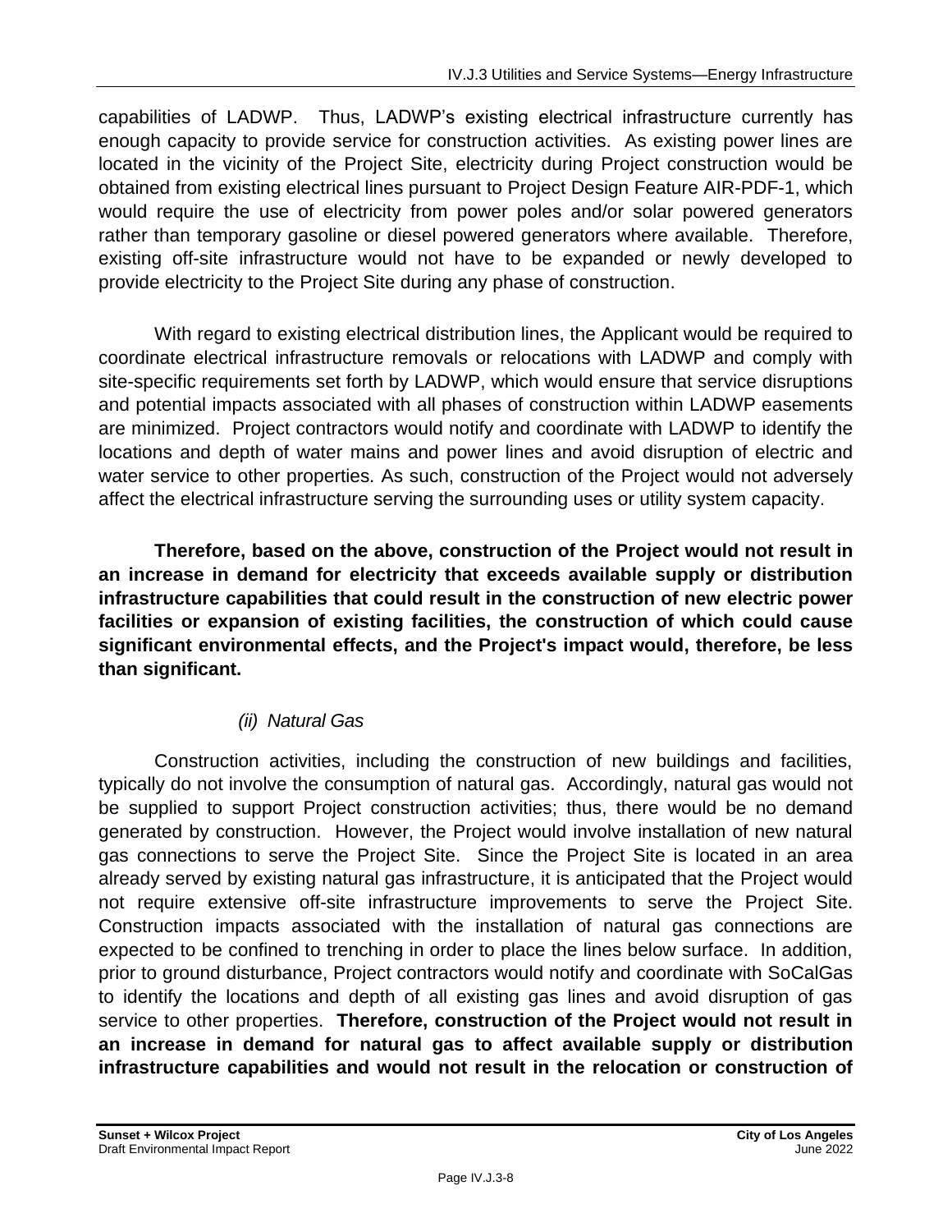capabilities of LADWP. Thus, LADWP's existing electrical infrastructure currently has enough capacity to provide service for construction activities. As existing power lines are located in the vicinity of the Project Site, electricity during Project construction would be obtained from existing electrical lines pursuant to Project Design Feature AIR-PDF-1, which would require the use of electricity from power poles and/or solar powered generators rather than temporary gasoline or diesel powered generators where available. Therefore, existing off-site infrastructure would not have to be expanded or newly developed to provide electricity to the Project Site during any phase of construction.

With regard to existing electrical distribution lines, the Applicant would be required to coordinate electrical infrastructure removals or relocations with LADWP and comply with site-specific requirements set forth by LADWP, which would ensure that service disruptions and potential impacts associated with all phases of construction within LADWP easements are minimized. Project contractors would notify and coordinate with LADWP to identify the locations and depth of water mains and power lines and avoid disruption of electric and water service to other properties. As such, construction of the Project would not adversely affect the electrical infrastructure serving the surrounding uses or utility system capacity.

**Therefore, based on the above, construction of the Project would not result in an increase in demand for electricity that exceeds available supply or distribution infrastructure capabilities that could result in the construction of new electric power facilities or expansion of existing facilities, the construction of which could cause significant environmental effects, and the Project's impact would, therefore, be less than significant.**

*(ii) Natural Gas*

Construction activities, including the construction of new buildings and facilities, typically do not involve the consumption of natural gas. Accordingly, natural gas would not be supplied to support Project construction activities; thus, there would be no demand generated by construction. However, the Project would involve installation of new natural gas connections to serve the Project Site. Since the Project Site is located in an area already served by existing natural gas infrastructure, it is anticipated that the Project would not require extensive off-site infrastructure improvements to serve the Project Site. Construction impacts associated with the installation of natural gas connections are expected to be confined to trenching in order to place the lines below surface. In addition, prior to ground disturbance, Project contractors would notify and coordinate with SoCalGas to identify the locations and depth of all existing gas lines and avoid disruption of gas service to other properties. **Therefore, construction of the Project would not result in an increase in demand for natural gas to affect available supply or distribution infrastructure capabilities and would not result in the relocation or construction of**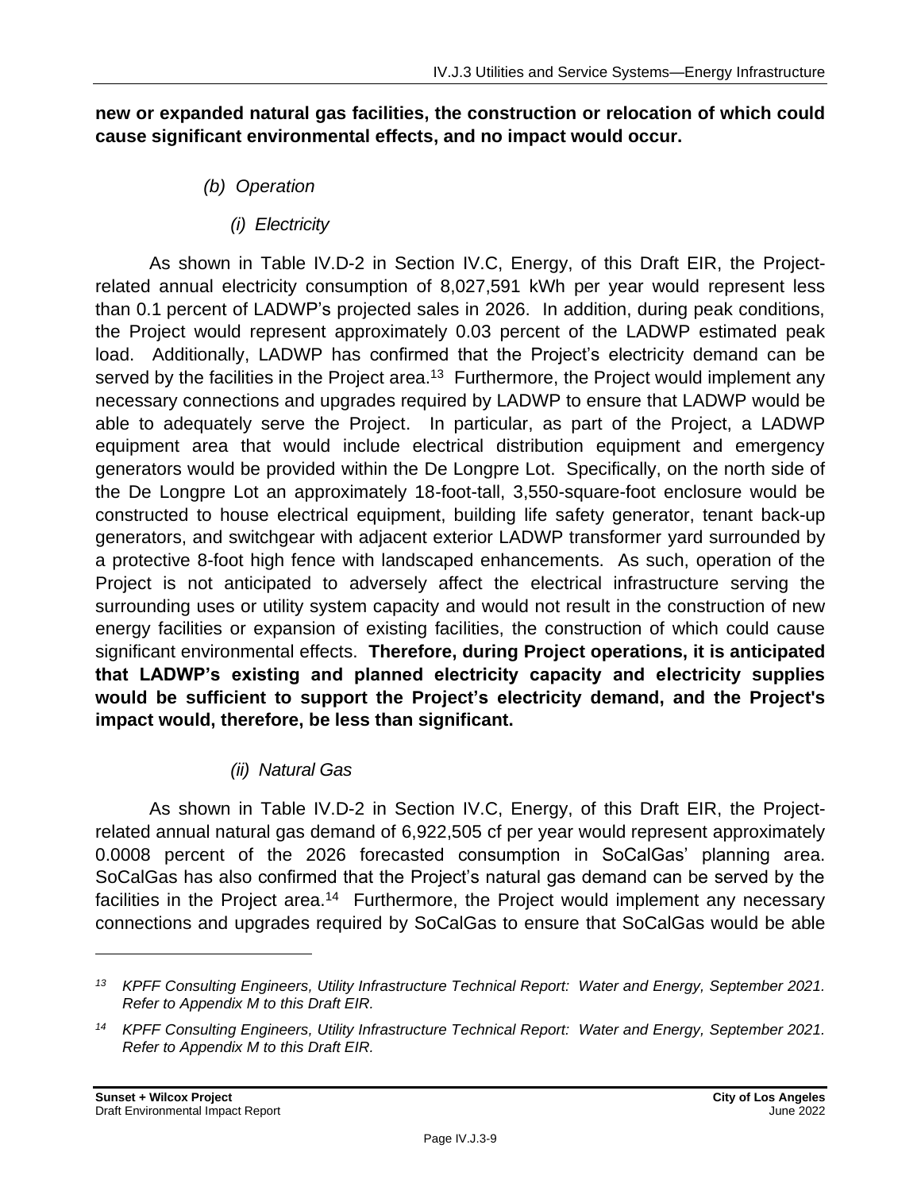**new or expanded natural gas facilities, the construction or relocation of which could cause significant environmental effects, and no impact would occur.**

*(b) Operation*

*(i) Electricity*

As shown in Table IV.D-2 in Section IV.C, Energy, of this Draft EIR, the Project-related annual electricity consumption of 8,027,591 kWh per year would represent less than 0.1 percent of LADWP's projected sales in 2026. In addition, during peak conditions, the Project would represent approximately 0.03 percent of the LADWP estimated peak load. Additionally, LADWP has confirmed that the Project's electricity demand can be served by the facilities in the Project area.[13] Furthermore, the Project would implement any necessary connections and upgrades required by LADWP to ensure that LADWP would be able to adequately serve the Project. In particular, as part of the Project, a LADWP equipment area that would include electrical distribution equipment and emergency generators would be provided within the De Longpre Lot. Specifically, on the north side of the De Longpre Lot an approximately 18-foot-tall, 3,550-square-foot enclosure would be constructed to house electrical equipment, building life safety generator, tenant back-up generators, and switchgear with adjacent exterior LADWP transformer yard surrounded by a protective 8-foot high fence with landscaped enhancements. As such, operation of the Project is not anticipated to adversely affect the electrical infrastructure serving the surrounding uses or utility system capacity and would not result in the construction of new energy facilities or expansion of existing facilities, the construction of which could cause significant environmental effects. **Therefore, during Project operations, it is anticipated that LADWP's existing and planned electricity capacity and electricity supplies would be sufficient to support the Project's electricity demand, and the Project's impact would, therefore, be less than significant.**

*(ii) Natural Gas*

As shown in Table IV.D-2 in Section IV.C, Energy, of this Draft EIR, the Project-related annual natural gas demand of 6,922,505 cf per year would represent approximately 0.0008 percent of the 2026 forecasted consumption in SoCalGas' planning area. SoCalGas has also confirmed that the Project's natural gas demand can be served by the facilities in the Project area.[14] Furthermore, the Project would implement any necessary connections and upgrades required by SoCalGas to ensure that SoCalGas would be able

---

[13] *KPFF Consulting Engineers, Utility Infrastructure Technical Report: Water and Energy, September 2021. Refer to Appendix M to this Draft EIR.*

[14] *KPFF Consulting Engineers, Utility Infrastructure Technical Report: Water and Energy, September 2021. Refer to Appendix M to this Draft EIR.*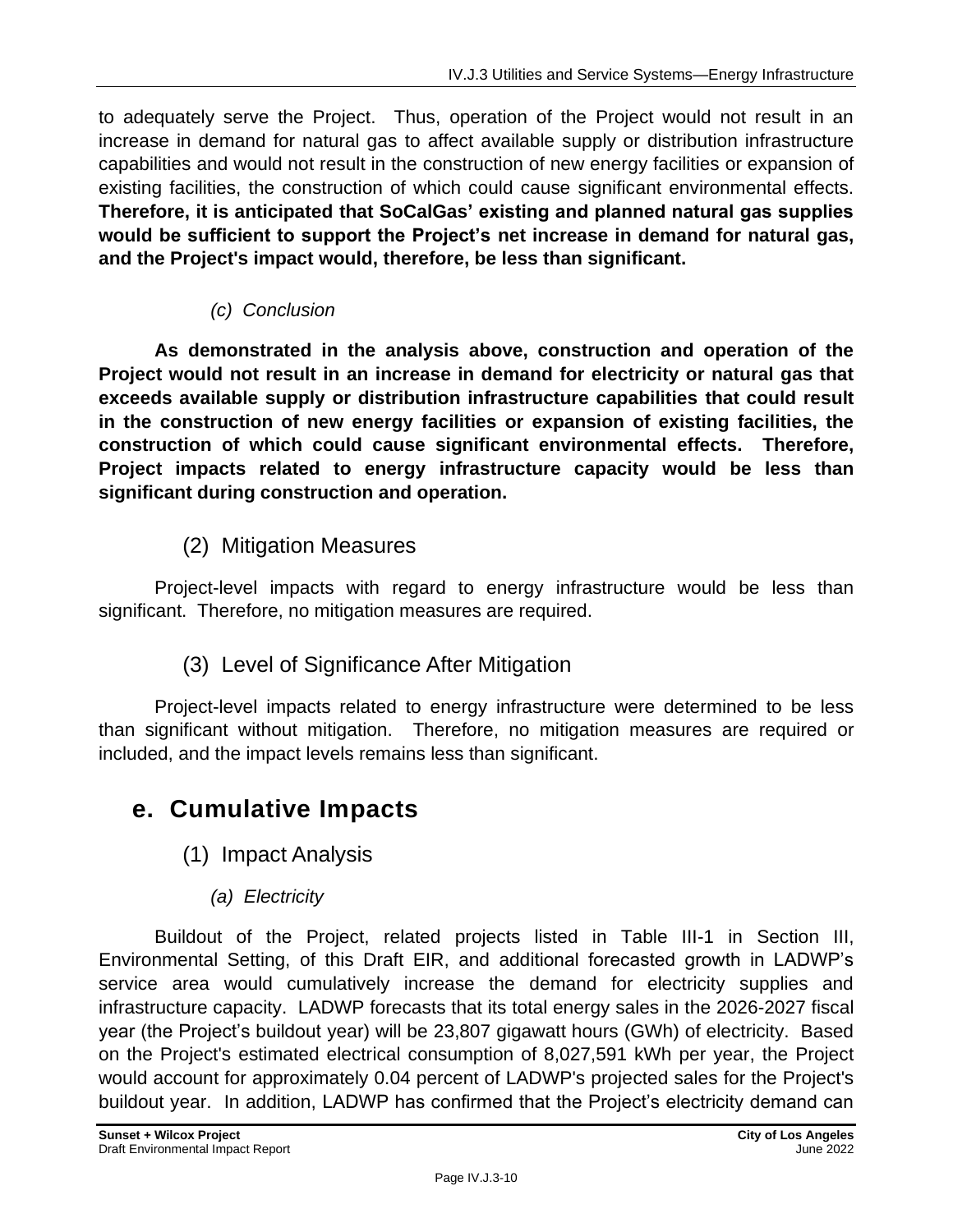to adequately serve the Project. Thus, operation of the Project would not result in an increase in demand for natural gas to affect available supply or distribution infrastructure capabilities and would not result in the construction of new energy facilities or expansion of existing facilities, the construction of which could cause significant environmental effects. **Therefore, it is anticipated that SoCalGas' existing and planned natural gas supplies would be sufficient to support the Project's net increase in demand for natural gas, and the Project's impact would, therefore, be less than significant.**

*(c) Conclusion*

**As demonstrated in the analysis above, construction and operation of the Project would not result in an increase in demand for electricity or natural gas that exceeds available supply or distribution infrastructure capabilities that could result in the construction of new energy facilities or expansion of existing facilities, the construction of which could cause significant environmental effects. Therefore, Project impacts related to energy infrastructure capacity would be less than significant during construction and operation.**

### (2) Mitigation Measures

Project-level impacts with regard to energy infrastructure would be less than significant. Therefore, no mitigation measures are required.

### (3) Level of Significance After Mitigation

Project-level impacts related to energy infrastructure were determined to be less than significant without mitigation. Therefore, no mitigation measures are required or included, and the impact levels remains less than significant.

## e. Cumulative Impacts

### (1) Impact Analysis

*(a) Electricity*

Buildout of the Project, related projects listed in Table III-1 in Section III, Environmental Setting, of this Draft EIR, and additional forecasted growth in LADWP's service area would cumulatively increase the demand for electricity supplies and infrastructure capacity. LADWP forecasts that its total energy sales in the 2026-2027 fiscal year (the Project's buildout year) will be 23,807 gigawatt hours (GWh) of electricity. Based on the Project's estimated electrical consumption of 8,027,591 kWh per year, the Project would account for approximately 0.04 percent of LADWP's projected sales for the Project's buildout year. In addition, LADWP has confirmed that the Project's electricity demand can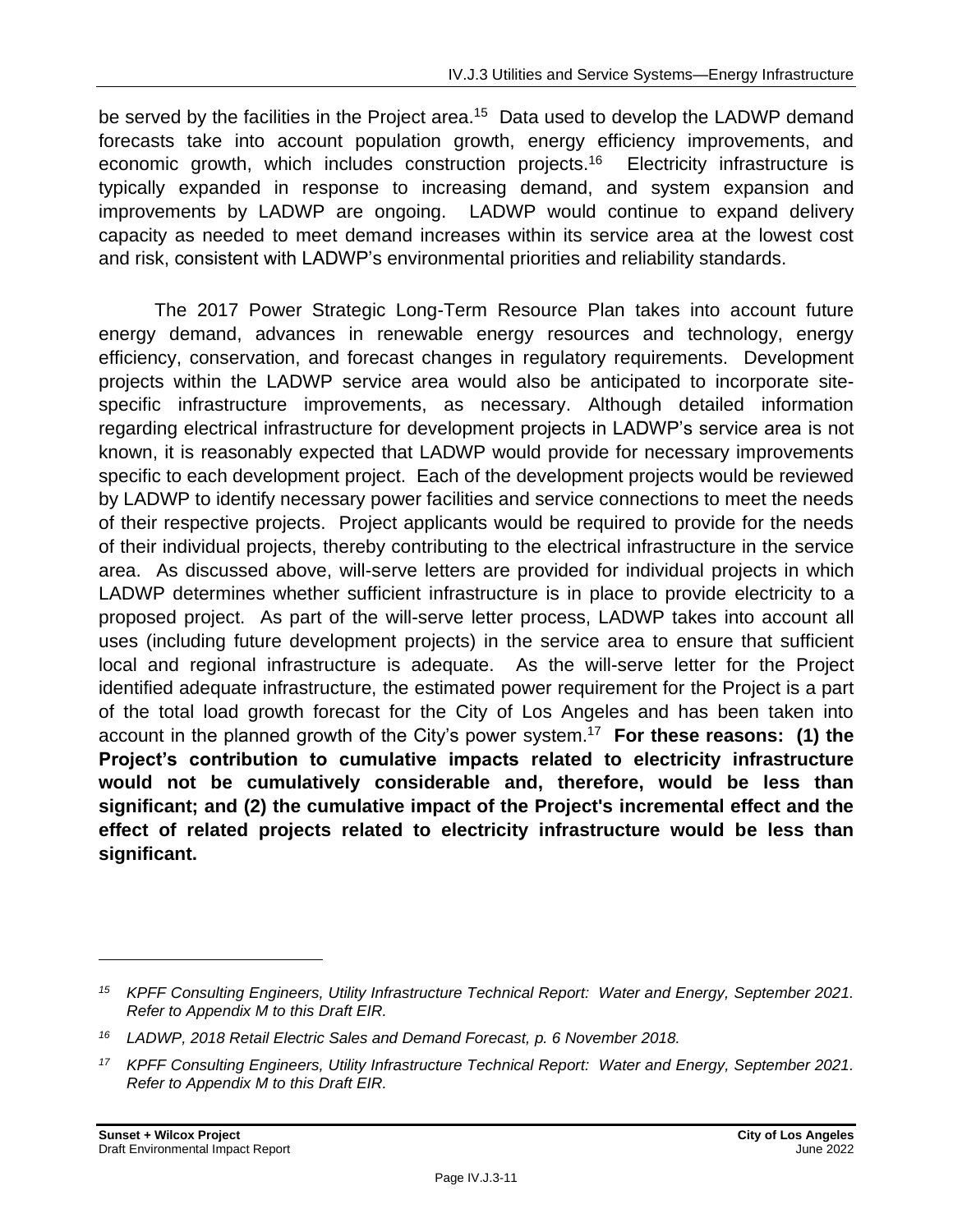be served by the facilities in the Project area.[15] Data used to develop the LADWP demand forecasts take into account population growth, energy efficiency improvements, and economic growth, which includes construction projects.[16] Electricity infrastructure is typically expanded in response to increasing demand, and system expansion and improvements by LADWP are ongoing. LADWP would continue to expand delivery capacity as needed to meet demand increases within its service area at the lowest cost and risk, consistent with LADWP's environmental priorities and reliability standards.

The 2017 Power Strategic Long-Term Resource Plan takes into account future energy demand, advances in renewable energy resources and technology, energy efficiency, conservation, and forecast changes in regulatory requirements. Development projects within the LADWP service area would also be anticipated to incorporate site-specific infrastructure improvements, as necessary. Although detailed information regarding electrical infrastructure for development projects in LADWP's service area is not known, it is reasonably expected that LADWP would provide for necessary improvements specific to each development project. Each of the development projects would be reviewed by LADWP to identify necessary power facilities and service connections to meet the needs of their respective projects. Project applicants would be required to provide for the needs of their individual projects, thereby contributing to the electrical infrastructure in the service area. As discussed above, will-serve letters are provided for individual projects in which LADWP determines whether sufficient infrastructure is in place to provide electricity to a proposed project. As part of the will-serve letter process, LADWP takes into account all uses (including future development projects) in the service area to ensure that sufficient local and regional infrastructure is adequate. As the will-serve letter for the Project identified adequate infrastructure, the estimated power requirement for the Project is a part of the total load growth forecast for the City of Los Angeles and has been taken into account in the planned growth of the City's power system.[17] **For these reasons: (1) the Project's contribution to cumulative impacts related to electricity infrastructure would not be cumulatively considerable and, therefore, would be less than significant; and (2) the cumulative impact of the Project's incremental effect and the effect of related projects related to electricity infrastructure would be less than significant.**

---

[15] *KPFF Consulting Engineers, Utility Infrastructure Technical Report: Water and Energy, September 2021. Refer to Appendix M to this Draft EIR.*

[16] *LADWP, 2018 Retail Electric Sales and Demand Forecast, p. 6 November 2018.*

[17] *KPFF Consulting Engineers, Utility Infrastructure Technical Report: Water and Energy, September 2021. Refer to Appendix M to this Draft EIR.*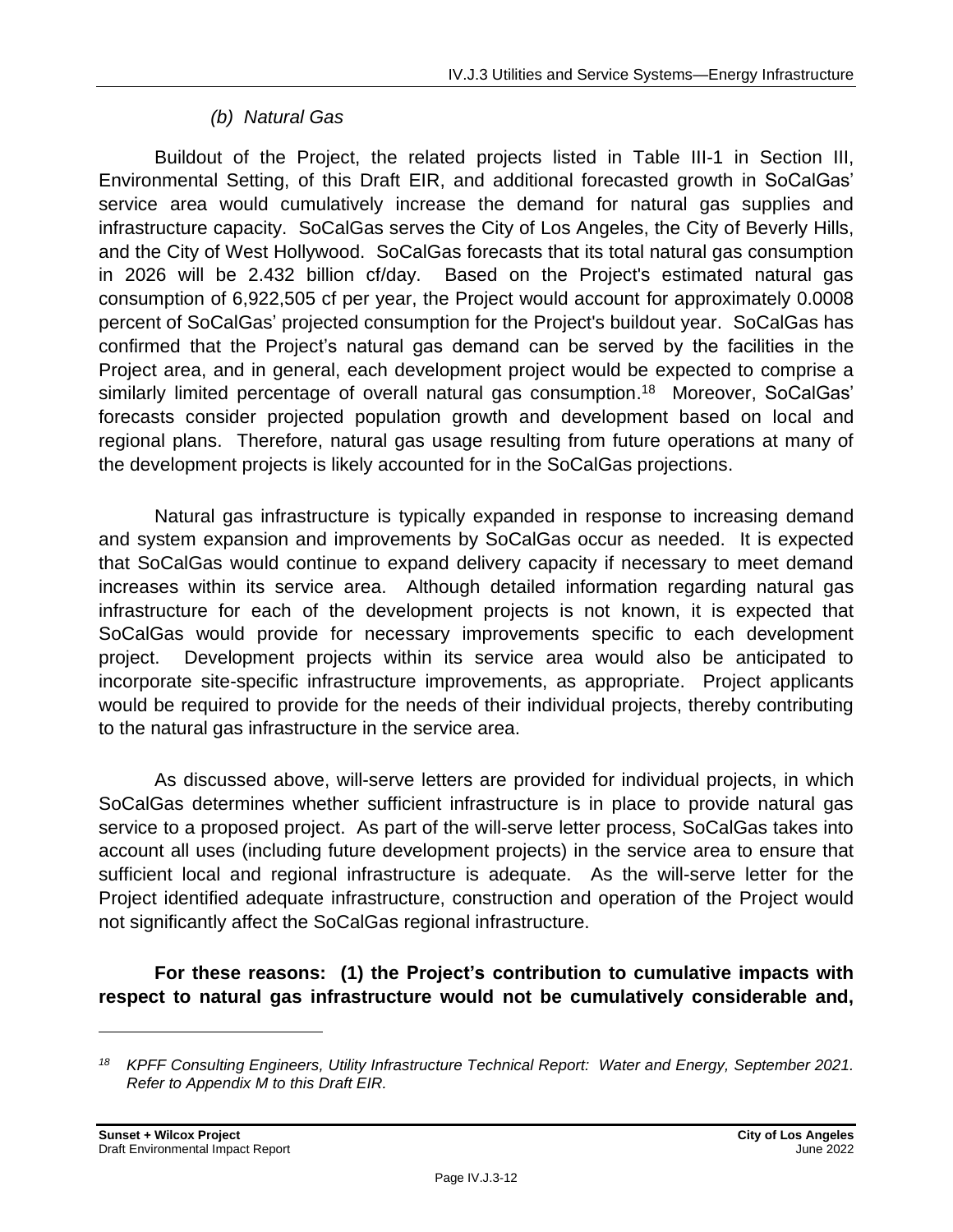*(b) Natural Gas*

Buildout of the Project, the related projects listed in Table III-1 in Section III, Environmental Setting, of this Draft EIR, and additional forecasted growth in SoCalGas' service area would cumulatively increase the demand for natural gas supplies and infrastructure capacity. SoCalGas serves the City of Los Angeles, the City of Beverly Hills, and the City of West Hollywood. SoCalGas forecasts that its total natural gas consumption in 2026 will be 2.432 billion cf/day. Based on the Project's estimated natural gas consumption of 6,922,505 cf per year, the Project would account for approximately 0.0008 percent of SoCalGas' projected consumption for the Project's buildout year. SoCalGas has confirmed that the Project's natural gas demand can be served by the facilities in the Project area, and in general, each development project would be expected to comprise a similarly limited percentage of overall natural gas consumption.[18] Moreover, SoCalGas' forecasts consider projected population growth and development based on local and regional plans. Therefore, natural gas usage resulting from future operations at many of the development projects is likely accounted for in the SoCalGas projections.

Natural gas infrastructure is typically expanded in response to increasing demand and system expansion and improvements by SoCalGas occur as needed. It is expected that SoCalGas would continue to expand delivery capacity if necessary to meet demand increases within its service area. Although detailed information regarding natural gas infrastructure for each of the development projects is not known, it is expected that SoCalGas would provide for necessary improvements specific to each development project. Development projects within its service area would also be anticipated to incorporate site-specific infrastructure improvements, as appropriate. Project applicants would be required to provide for the needs of their individual projects, thereby contributing to the natural gas infrastructure in the service area.

As discussed above, will-serve letters are provided for individual projects, in which SoCalGas determines whether sufficient infrastructure is in place to provide natural gas service to a proposed project. As part of the will-serve letter process, SoCalGas takes into account all uses (including future development projects) in the service area to ensure that sufficient local and regional infrastructure is adequate. As the will-serve letter for the Project identified adequate infrastructure, construction and operation of the Project would not significantly affect the SoCalGas regional infrastructure.

**For these reasons: (1) the Project's contribution to cumulative impacts with respect to natural gas infrastructure would not be cumulatively considerable and,**

---

[18] *KPFF Consulting Engineers, Utility Infrastructure Technical Report: Water and Energy, September 2021. Refer to Appendix M to this Draft EIR.*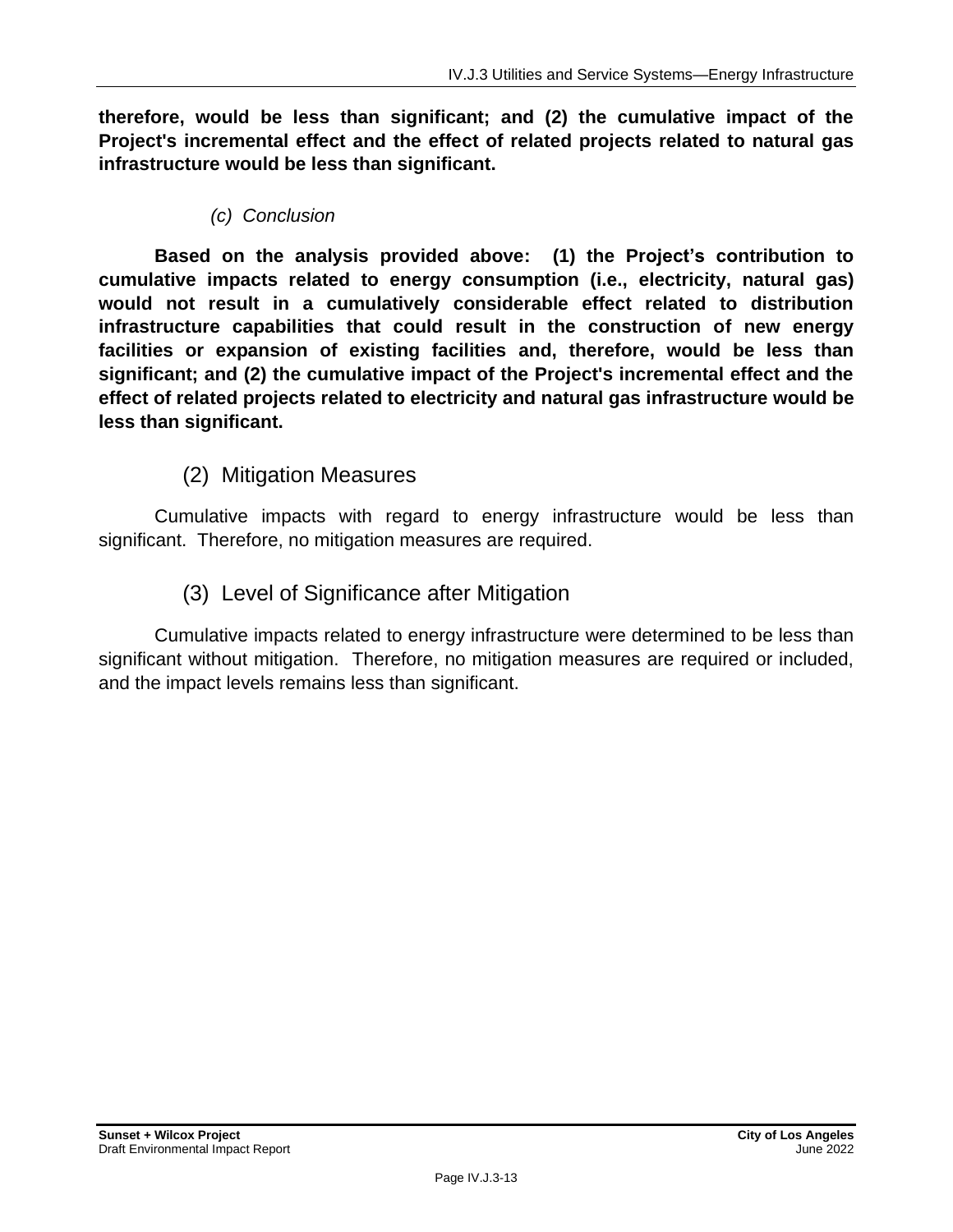**therefore, would be less than significant; and (2) the cumulative impact of the Project's incremental effect and the effect of related projects related to natural gas infrastructure would be less than significant.**

*(c) Conclusion*

**Based on the analysis provided above: (1) the Project's contribution to cumulative impacts related to energy consumption (i.e., electricity, natural gas) would not result in a cumulatively considerable effect related to distribution infrastructure capabilities that could result in the construction of new energy facilities or expansion of existing facilities and, therefore, would be less than significant; and (2) the cumulative impact of the Project's incremental effect and the effect of related projects related to electricity and natural gas infrastructure would be less than significant.**

### (2) Mitigation Measures

Cumulative impacts with regard to energy infrastructure would be less than significant. Therefore, no mitigation measures are required.

### (3) Level of Significance after Mitigation

Cumulative impacts related to energy infrastructure were determined to be less than significant without mitigation. Therefore, no mitigation measures are required or included, and the impact levels remains less than significant.